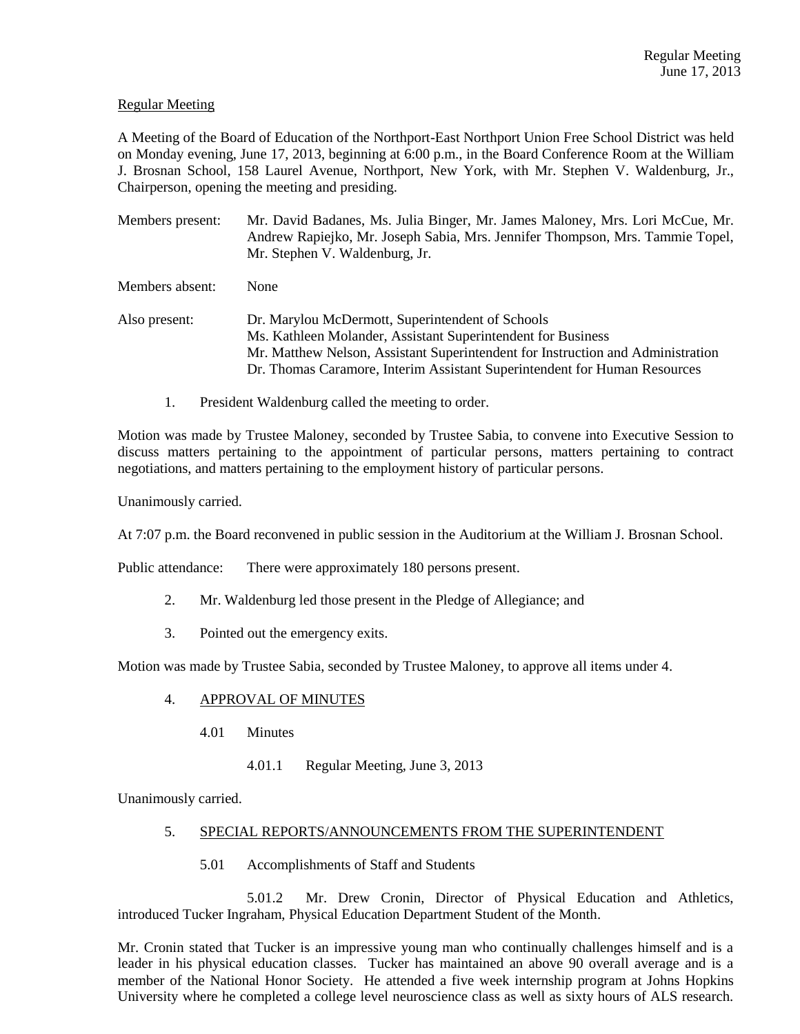Regular Meeting

A Meeting of the Board of Education of the Northport-East Northport Union Free School District was held on Monday evening, June 17, 2013, beginning at 6:00 p.m., in the Board Conference Room at the William J. Brosnan School, 158 Laurel Avenue, Northport, New York, with Mr. Stephen V. Waldenburg, Jr., Chairperson, opening the meeting and presiding.

Members present: Mr. David Badanes, Ms. Julia Binger, Mr. James Maloney, Mrs. Lori McCue, Mr. Andrew Rapiejko, Mr. Joseph Sabia, Mrs. Jennifer Thompson, Mrs. Tammie Topel, Mr. Stephen V. Waldenburg, Jr.

Members absent: None

Also present: Dr. Marylou McDermott, Superintendent of Schools
Ms. Kathleen Molander, Assistant Superintendent for Business
Mr. Matthew Nelson, Assistant Superintendent for Instruction and Administration
Dr. Thomas Caramore, Interim Assistant Superintendent for Human Resources

1. President Waldenburg called the meeting to order.

Motion was made by Trustee Maloney, seconded by Trustee Sabia, to convene into Executive Session to discuss matters pertaining to the appointment of particular persons, matters pertaining to contract negotiations, and matters pertaining to the employment history of particular persons.

Unanimously carried.

At 7:07 p.m. the Board reconvened in public session in the Auditorium at the William J. Brosnan School.

Public attendance: There were approximately 180 persons present.

2. Mr. Waldenburg led those present in the Pledge of Allegiance; and

3. Pointed out the emergency exits.

Motion was made by Trustee Sabia, seconded by Trustee Maloney, to approve all items under 4.

4. APPROVAL OF MINUTES

 4.01 Minutes

  4.01.1 Regular Meeting, June 3, 2013

Unanimously carried.

5. SPECIAL REPORTS/ANNOUNCEMENTS FROM THE SUPERINTENDENT

 5.01 Accomplishments of Staff and Students

  5.01.2 Mr. Drew Cronin, Director of Physical Education and Athletics, introduced Tucker Ingraham, Physical Education Department Student of the Month.

Mr. Cronin stated that Tucker is an impressive young man who continually challenges himself and is a leader in his physical education classes. Tucker has maintained an above 90 overall average and is a member of the National Honor Society. He attended a five week internship program at Johns Hopkins University where he completed a college level neuroscience class as well as sixty hours of ALS research.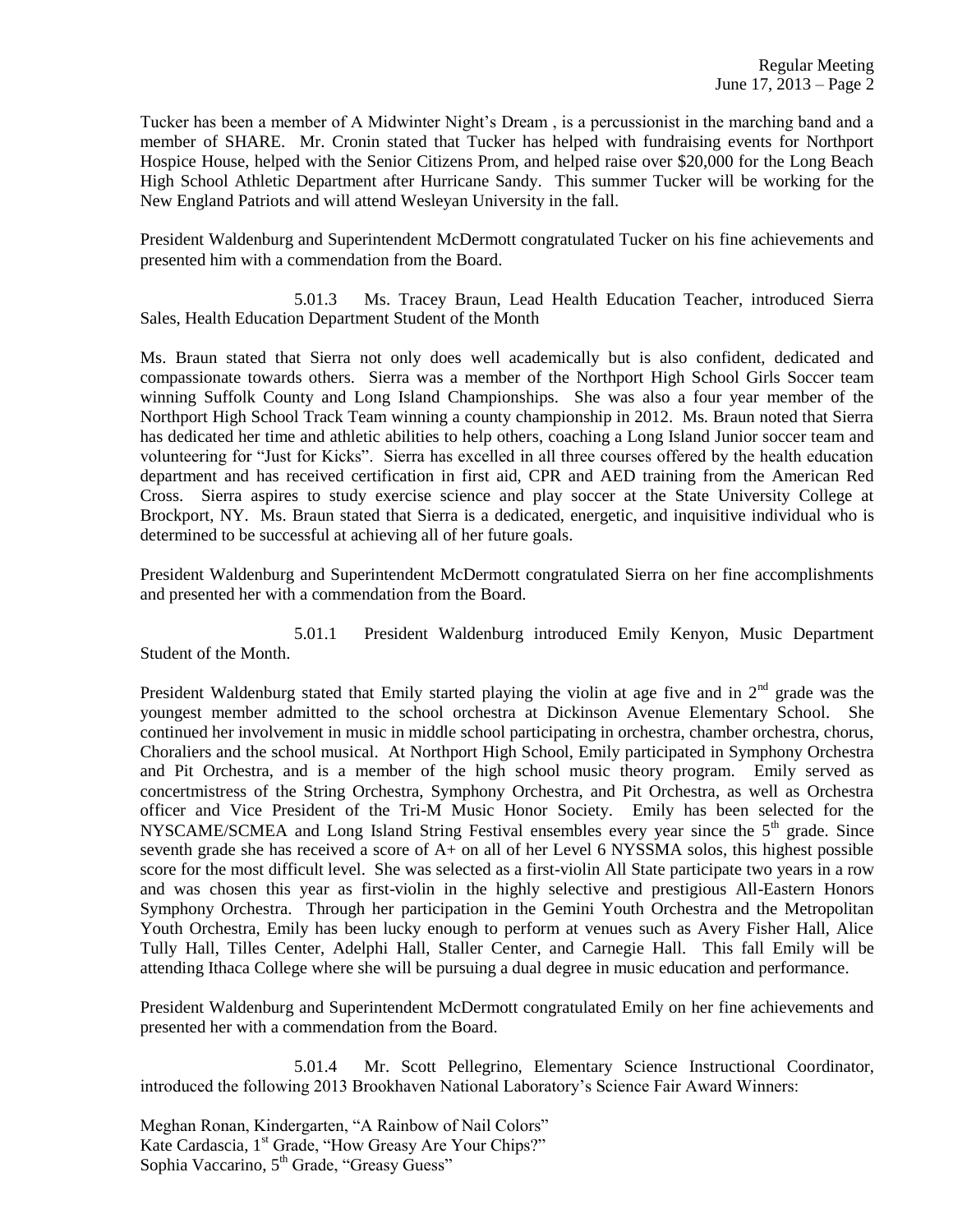Tucker has been a member of A Midwinter Night's Dream , is a percussionist in the marching band and a member of SHARE. Mr. Cronin stated that Tucker has helped with fundraising events for Northport Hospice House, helped with the Senior Citizens Prom, and helped raise over $20,000 for the Long Beach High School Athletic Department after Hurricane Sandy. This summer Tucker will be working for the New England Patriots and will attend Wesleyan University in the fall.

President Waldenburg and Superintendent McDermott congratulated Tucker on his fine achievements and presented him with a commendation from the Board.

5.01.3 Ms. Tracey Braun, Lead Health Education Teacher, introduced Sierra Sales, Health Education Department Student of the Month

Ms. Braun stated that Sierra not only does well academically but is also confident, dedicated and compassionate towards others. Sierra was a member of the Northport High School Girls Soccer team winning Suffolk County and Long Island Championships. She was also a four year member of the Northport High School Track Team winning a county championship in 2012. Ms. Braun noted that Sierra has dedicated her time and athletic abilities to help others, coaching a Long Island Junior soccer team and volunteering for "Just for Kicks". Sierra has excelled in all three courses offered by the health education department and has received certification in first aid, CPR and AED training from the American Red Cross. Sierra aspires to study exercise science and play soccer at the State University College at Brockport, NY. Ms. Braun stated that Sierra is a dedicated, energetic, and inquisitive individual who is determined to be successful at achieving all of her future goals.

President Waldenburg and Superintendent McDermott congratulated Sierra on her fine accomplishments and presented her with a commendation from the Board.

5.01.1 President Waldenburg introduced Emily Kenyon, Music Department Student of the Month.

President Waldenburg stated that Emily started playing the violin at age five and in 2nd grade was the youngest member admitted to the school orchestra at Dickinson Avenue Elementary School. She continued her involvement in music in middle school participating in orchestra, chamber orchestra, chorus, Choraliers and the school musical. At Northport High School, Emily participated in Symphony Orchestra and Pit Orchestra, and is a member of the high school music theory program. Emily served as concertmistress of the String Orchestra, Symphony Orchestra, and Pit Orchestra, as well as Orchestra officer and Vice President of the Tri-M Music Honor Society. Emily has been selected for the NYSCAME/SCMEA and Long Island String Festival ensembles every year since the 5th grade. Since seventh grade she has received a score of A+ on all of her Level 6 NYSSMA solos, this highest possible score for the most difficult level. She was selected as a first-violin All State participate two years in a row and was chosen this year as first-violin in the highly selective and prestigious All-Eastern Honors Symphony Orchestra. Through her participation in the Gemini Youth Orchestra and the Metropolitan Youth Orchestra, Emily has been lucky enough to perform at venues such as Avery Fisher Hall, Alice Tully Hall, Tilles Center, Adelphi Hall, Staller Center, and Carnegie Hall. This fall Emily will be attending Ithaca College where she will be pursuing a dual degree in music education and performance.

President Waldenburg and Superintendent McDermott congratulated Emily on her fine achievements and presented her with a commendation from the Board.

5.01.4 Mr. Scott Pellegrino, Elementary Science Instructional Coordinator, introduced the following 2013 Brookhaven National Laboratory's Science Fair Award Winners:

Meghan Ronan, Kindergarten, "A Rainbow of Nail Colors"
Kate Cardascia, 1st Grade, "How Greasy Are Your Chips?"
Sophia Vaccarino, 5th Grade, "Greasy Guess"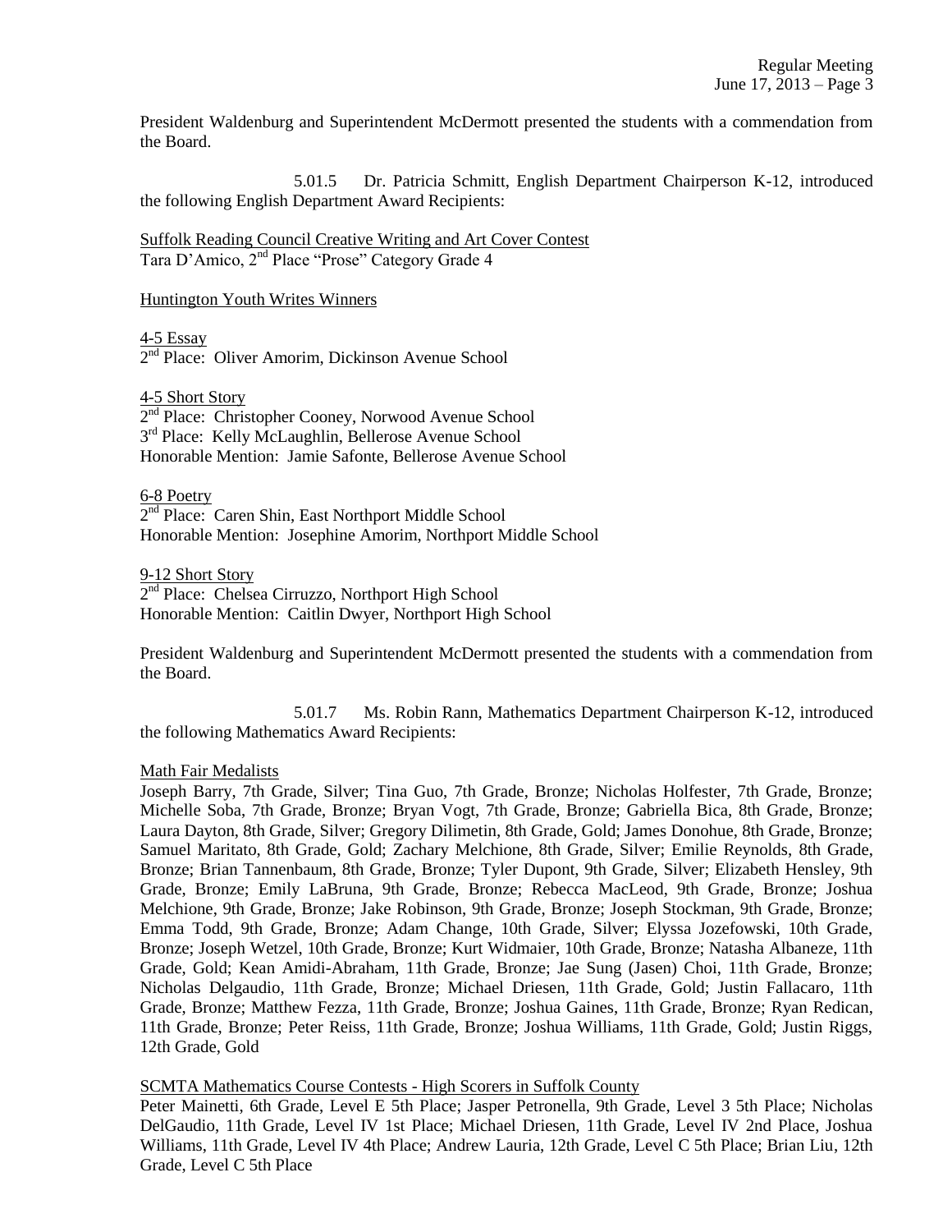President Waldenburg and Superintendent McDermott presented the students with a commendation from the Board.

5.01.5 Dr. Patricia Schmitt, English Department Chairperson K-12, introduced the following English Department Award Recipients:

<u>Suffolk Reading Council Creative Writing and Art Cover Contest</u>
Tara D'Amico, 2nd Place "Prose" Category Grade 4

<u>Huntington Youth Writes Winners</u>

<u>4-5 Essay</u>
2nd Place: Oliver Amorim, Dickinson Avenue School

<u>4-5 Short Story</u>
2nd Place: Christopher Cooney, Norwood Avenue School
3rd Place: Kelly McLaughlin, Bellerose Avenue School
Honorable Mention: Jamie Safonte, Bellerose Avenue School

<u>6-8 Poetry</u>
2nd Place: Caren Shin, East Northport Middle School
Honorable Mention: Josephine Amorim, Northport Middle School

<u>9-12 Short Story</u>
2nd Place: Chelsea Cirruzzo, Northport High School
Honorable Mention: Caitlin Dwyer, Northport High School

President Waldenburg and Superintendent McDermott presented the students with a commendation from the Board.

5.01.7 Ms. Robin Rann, Mathematics Department Chairperson K-12, introduced the following Mathematics Award Recipients:

<u>Math Fair Medalists</u>
Joseph Barry, 7th Grade, Silver; Tina Guo, 7th Grade, Bronze; Nicholas Holfester, 7th Grade, Bronze; Michelle Soba, 7th Grade, Bronze; Bryan Vogt, 7th Grade, Bronze; Gabriella Bica, 8th Grade, Bronze; Laura Dayton, 8th Grade, Silver; Gregory Dilimetin, 8th Grade, Gold; James Donohue, 8th Grade, Bronze; Samuel Maritato, 8th Grade, Gold; Zachary Melchione, 8th Grade, Silver; Emilie Reynolds, 8th Grade, Bronze; Brian Tannenbaum, 8th Grade, Bronze; Tyler Dupont, 9th Grade, Silver; Elizabeth Hensley, 9th Grade, Bronze; Emily LaBruna, 9th Grade, Bronze; Rebecca MacLeod, 9th Grade, Bronze; Joshua Melchione, 9th Grade, Bronze; Jake Robinson, 9th Grade, Bronze; Joseph Stockman, 9th Grade, Bronze; Emma Todd, 9th Grade, Bronze; Adam Change, 10th Grade, Silver; Elyssa Jozefowski, 10th Grade, Bronze; Joseph Wetzel, 10th Grade, Bronze; Kurt Widmaier, 10th Grade, Bronze; Natasha Albaneze, 11th Grade, Gold; Kean Amidi-Abraham, 11th Grade, Bronze; Jae Sung (Jasen) Choi, 11th Grade, Bronze; Nicholas Delgaudio, 11th Grade, Bronze; Michael Driesen, 11th Grade, Gold; Justin Fallacaro, 11th Grade, Bronze; Matthew Fezza, 11th Grade, Bronze; Joshua Gaines, 11th Grade, Bronze; Ryan Redican, 11th Grade, Bronze; Peter Reiss, 11th Grade, Bronze; Joshua Williams, 11th Grade, Gold; Justin Riggs, 12th Grade, Gold

<u>SCMTA Mathematics Course Contests - High Scorers in Suffolk County</u>
Peter Mainetti, 6th Grade, Level E 5th Place; Jasper Petronella, 9th Grade, Level 3 5th Place; Nicholas DelGaudio, 11th Grade, Level IV 1st Place; Michael Driesen, 11th Grade, Level IV 2nd Place, Joshua Williams, 11th Grade, Level IV 4th Place; Andrew Lauria, 12th Grade, Level C 5th Place; Brian Liu, 12th Grade, Level C 5th Place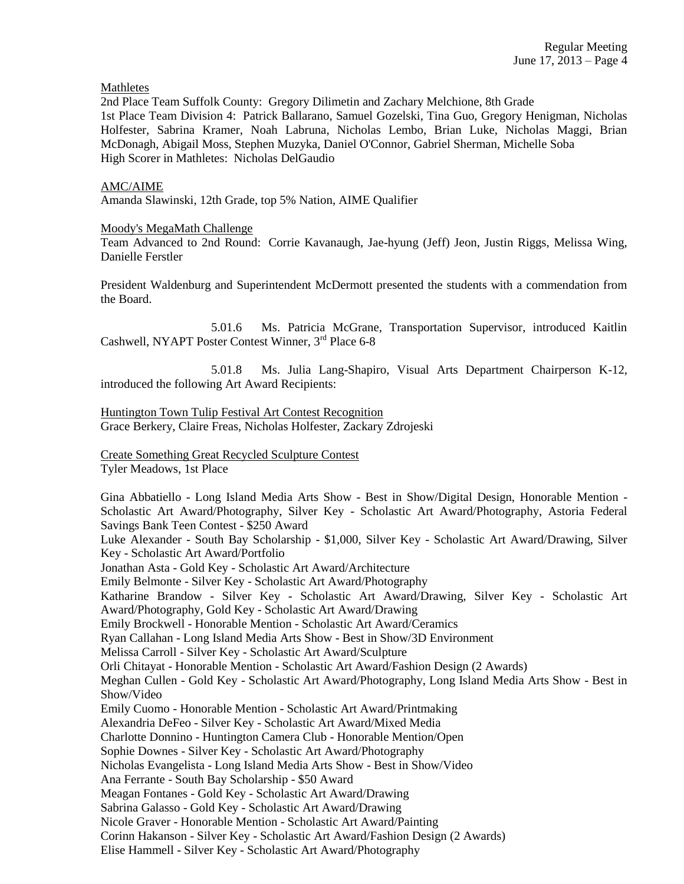Mathletes
2nd Place Team Suffolk County: Gregory Dilimetin and Zachary Melchione, 8th Grade
1st Place Team Division 4: Patrick Ballarano, Samuel Gozelski, Tina Guo, Gregory Henigman, Nicholas Holfester, Sabrina Kramer, Noah Labruna, Nicholas Lembo, Brian Luke, Nicholas Maggi, Brian McDonagh, Abigail Moss, Stephen Muzyka, Daniel O'Connor, Gabriel Sherman, Michelle Soba
High Scorer in Mathletes: Nicholas DelGaudio

AMC/AIME
Amanda Slawinski, 12th Grade, top 5% Nation, AIME Qualifier

Moody's MegaMath Challenge
Team Advanced to 2nd Round: Corrie Kavanaugh, Jae-hyung (Jeff) Jeon, Justin Riggs, Melissa Wing, Danielle Ferstler

President Waldenburg and Superintendent McDermott presented the students with a commendation from the Board.

5.01.6 Ms. Patricia McGrane, Transportation Supervisor, introduced Kaitlin Cashwell, NYAPT Poster Contest Winner, 3rd Place 6-8

5.01.8 Ms. Julia Lang-Shapiro, Visual Arts Department Chairperson K-12, introduced the following Art Award Recipients:

Huntington Town Tulip Festival Art Contest Recognition
Grace Berkery, Claire Freas, Nicholas Holfester, Zackary Zdrojeski

Create Something Great Recycled Sculpture Contest
Tyler Meadows, 1st Place

Gina Abbatiello - Long Island Media Arts Show - Best in Show/Digital Design, Honorable Mention - Scholastic Art Award/Photography, Silver Key - Scholastic Art Award/Photography, Astoria Federal Savings Bank Teen Contest - $250 Award
Luke Alexander - South Bay Scholarship - $1,000, Silver Key - Scholastic Art Award/Drawing, Silver Key - Scholastic Art Award/Portfolio
Jonathan Asta - Gold Key - Scholastic Art Award/Architecture
Emily Belmonte - Silver Key - Scholastic Art Award/Photography
Katharine Brandow - Silver Key - Scholastic Art Award/Drawing, Silver Key - Scholastic Art Award/Photography, Gold Key - Scholastic Art Award/Drawing
Emily Brockwell - Honorable Mention - Scholastic Art Award/Ceramics
Ryan Callahan - Long Island Media Arts Show - Best in Show/3D Environment
Melissa Carroll - Silver Key - Scholastic Art Award/Sculpture
Orli Chitayat - Honorable Mention - Scholastic Art Award/Fashion Design (2 Awards)
Meghan Cullen - Gold Key - Scholastic Art Award/Photography, Long Island Media Arts Show - Best in Show/Video
Emily Cuomo - Honorable Mention - Scholastic Art Award/Printmaking
Alexandria DeFeo - Silver Key - Scholastic Art Award/Mixed Media
Charlotte Donnino - Huntington Camera Club - Honorable Mention/Open
Sophie Downes - Silver Key - Scholastic Art Award/Photography
Nicholas Evangelista - Long Island Media Arts Show - Best in Show/Video
Ana Ferrante - South Bay Scholarship - $50 Award
Meagan Fontanes - Gold Key - Scholastic Art Award/Drawing
Sabrina Galasso - Gold Key - Scholastic Art Award/Drawing
Nicole Graver - Honorable Mention - Scholastic Art Award/Painting
Corinn Hakanson - Silver Key - Scholastic Art Award/Fashion Design (2 Awards)
Elise Hammell - Silver Key - Scholastic Art Award/Photography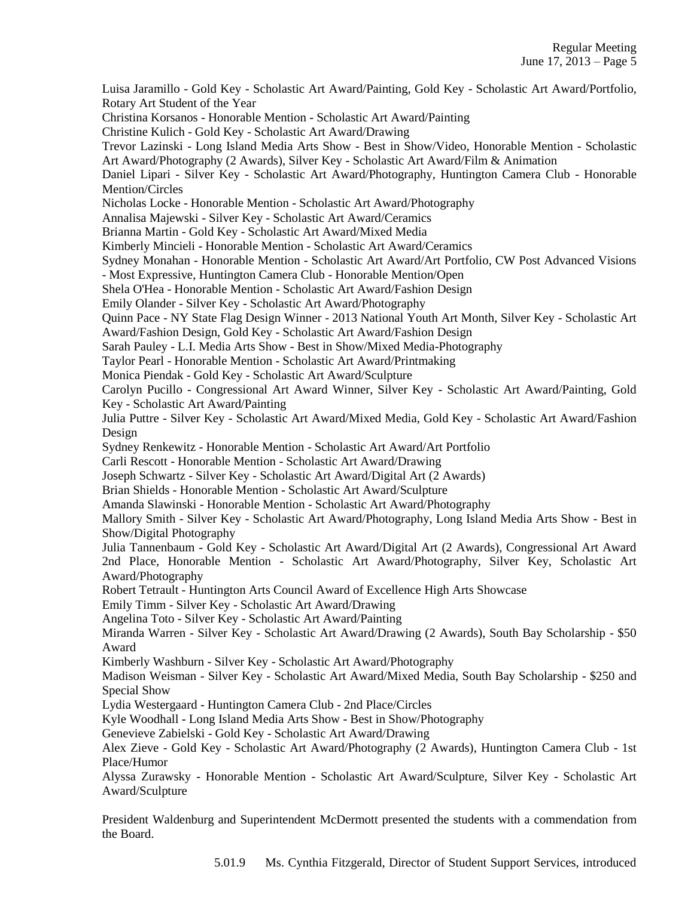Luisa Jaramillo - Gold Key - Scholastic Art Award/Painting, Gold Key - Scholastic Art Award/Portfolio, Rotary Art Student of the Year

Christina Korsanos - Honorable Mention - Scholastic Art Award/Painting

Christine Kulich - Gold Key - Scholastic Art Award/Drawing

Trevor Lazinski - Long Island Media Arts Show - Best in Show/Video, Honorable Mention - Scholastic Art Award/Photography (2 Awards), Silver Key - Scholastic Art Award/Film & Animation

Daniel Lipari - Silver Key - Scholastic Art Award/Photography, Huntington Camera Club - Honorable Mention/Circles

Nicholas Locke - Honorable Mention - Scholastic Art Award/Photography

Annalisa Majewski - Silver Key - Scholastic Art Award/Ceramics

Brianna Martin - Gold Key - Scholastic Art Award/Mixed Media

Kimberly Mincieli - Honorable Mention - Scholastic Art Award/Ceramics

Sydney Monahan - Honorable Mention - Scholastic Art Award/Art Portfolio, CW Post Advanced Visions - Most Expressive, Huntington Camera Club - Honorable Mention/Open

Shela O'Hea - Honorable Mention - Scholastic Art Award/Fashion Design

Emily Olander - Silver Key - Scholastic Art Award/Photography

Quinn Pace - NY State Flag Design Winner - 2013 National Youth Art Month, Silver Key - Scholastic Art Award/Fashion Design, Gold Key - Scholastic Art Award/Fashion Design

Sarah Pauley - L.I. Media Arts Show - Best in Show/Mixed Media-Photography

Taylor Pearl - Honorable Mention - Scholastic Art Award/Printmaking

Monica Piendak - Gold Key - Scholastic Art Award/Sculpture

Carolyn Pucillo - Congressional Art Award Winner, Silver Key - Scholastic Art Award/Painting, Gold Key - Scholastic Art Award/Painting

Julia Puttre - Silver Key - Scholastic Art Award/Mixed Media, Gold Key - Scholastic Art Award/Fashion Design

Sydney Renkewitz - Honorable Mention - Scholastic Art Award/Art Portfolio

Carli Rescott - Honorable Mention - Scholastic Art Award/Drawing

Joseph Schwartz - Silver Key - Scholastic Art Award/Digital Art (2 Awards)

Brian Shields - Honorable Mention - Scholastic Art Award/Sculpture

Amanda Slawinski - Honorable Mention - Scholastic Art Award/Photography

Mallory Smith - Silver Key - Scholastic Art Award/Photography, Long Island Media Arts Show - Best in Show/Digital Photography

Julia Tannenbaum - Gold Key - Scholastic Art Award/Digital Art (2 Awards), Congressional Art Award 2nd Place, Honorable Mention - Scholastic Art Award/Photography, Silver Key, Scholastic Art Award/Photography

Robert Tetrault - Huntington Arts Council Award of Excellence High Arts Showcase

Emily Timm - Silver Key - Scholastic Art Award/Drawing

Angelina Toto - Silver Key - Scholastic Art Award/Painting

Miranda Warren - Silver Key - Scholastic Art Award/Drawing (2 Awards), South Bay Scholarship - $50 Award

Kimberly Washburn - Silver Key - Scholastic Art Award/Photography

Madison Weisman - Silver Key - Scholastic Art Award/Mixed Media, South Bay Scholarship - $250 and Special Show

Lydia Westergaard - Huntington Camera Club - 2nd Place/Circles

Kyle Woodhall - Long Island Media Arts Show - Best in Show/Photography

Genevieve Zabielski - Gold Key - Scholastic Art Award/Drawing

Alex Zieve - Gold Key - Scholastic Art Award/Photography (2 Awards), Huntington Camera Club - 1st Place/Humor

Alyssa Zurawsky - Honorable Mention - Scholastic Art Award/Sculpture, Silver Key - Scholastic Art Award/Sculpture

President Waldenburg and Superintendent McDermott presented the students with a commendation from the Board.

5.01.9 Ms. Cynthia Fitzgerald, Director of Student Support Services, introduced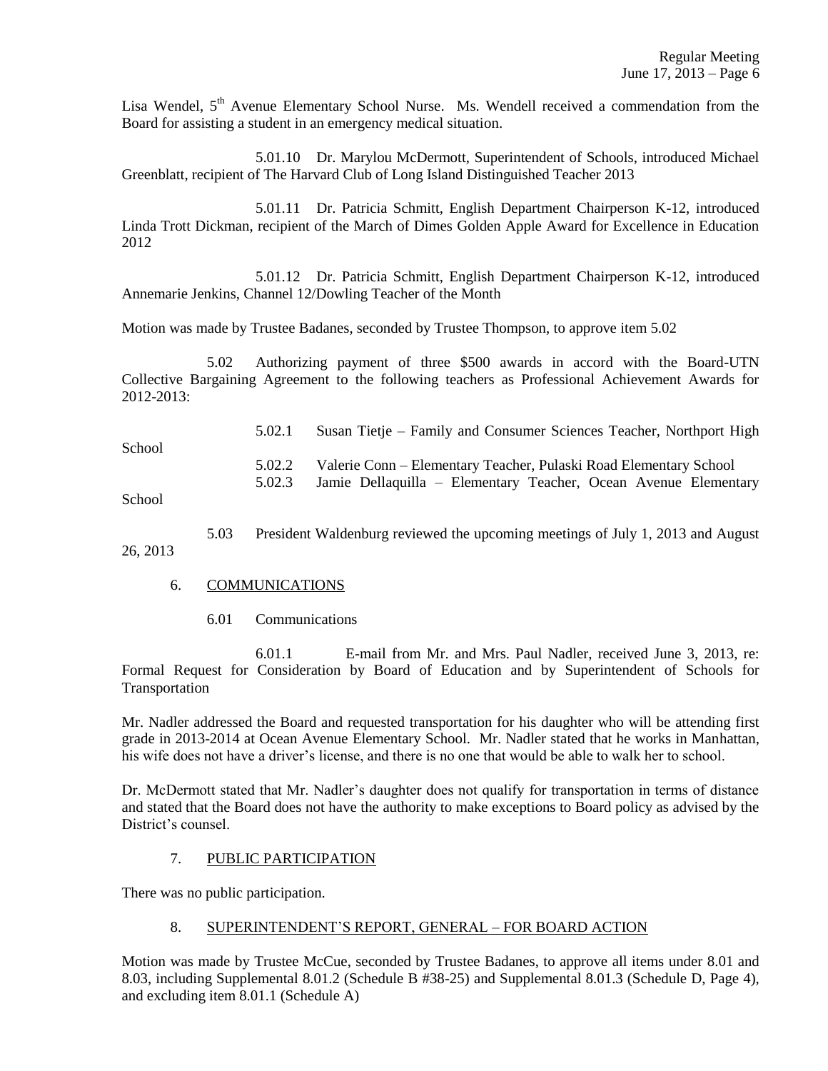Lisa Wendel, 5th Avenue Elementary School Nurse. Ms. Wendell received a commendation from the Board for assisting a student in an emergency medical situation.

5.01.10 Dr. Marylou McDermott, Superintendent of Schools, introduced Michael Greenblatt, recipient of The Harvard Club of Long Island Distinguished Teacher 2013

5.01.11 Dr. Patricia Schmitt, English Department Chairperson K-12, introduced Linda Trott Dickman, recipient of the March of Dimes Golden Apple Award for Excellence in Education 2012

5.01.12 Dr. Patricia Schmitt, English Department Chairperson K-12, introduced Annemarie Jenkins, Channel 12/Dowling Teacher of the Month

Motion was made by Trustee Badanes, seconded by Trustee Thompson, to approve item 5.02

5.02 Authorizing payment of three $500 awards in accord with the Board-UTN Collective Bargaining Agreement to the following teachers as Professional Achievement Awards for 2012-2013:

5.02.1 Susan Tietje – Family and Consumer Sciences Teacher, Northport High School

5.02.2 Valerie Conn – Elementary Teacher, Pulaski Road Elementary School

5.02.3 Jamie Dellaquilla – Elementary Teacher, Ocean Avenue Elementary School

5.03 President Waldenburg reviewed the upcoming meetings of July 1, 2013 and August 26, 2013

## 6. COMMUNICATIONS

6.01 Communications

6.01.1 E-mail from Mr. and Mrs. Paul Nadler, received June 3, 2013, re: Formal Request for Consideration by Board of Education and by Superintendent of Schools for Transportation

Mr. Nadler addressed the Board and requested transportation for his daughter who will be attending first grade in 2013-2014 at Ocean Avenue Elementary School. Mr. Nadler stated that he works in Manhattan, his wife does not have a driver's license, and there is no one that would be able to walk her to school.

Dr. McDermott stated that Mr. Nadler's daughter does not qualify for transportation in terms of distance and stated that the Board does not have the authority to make exceptions to Board policy as advised by the District's counsel.

## 7. PUBLIC PARTICIPATION

There was no public participation.

## 8. SUPERINTENDENT'S REPORT, GENERAL – FOR BOARD ACTION

Motion was made by Trustee McCue, seconded by Trustee Badanes, to approve all items under 8.01 and 8.03, including Supplemental 8.01.2 (Schedule B #38-25) and Supplemental 8.01.3 (Schedule D, Page 4), and excluding item 8.01.1 (Schedule A)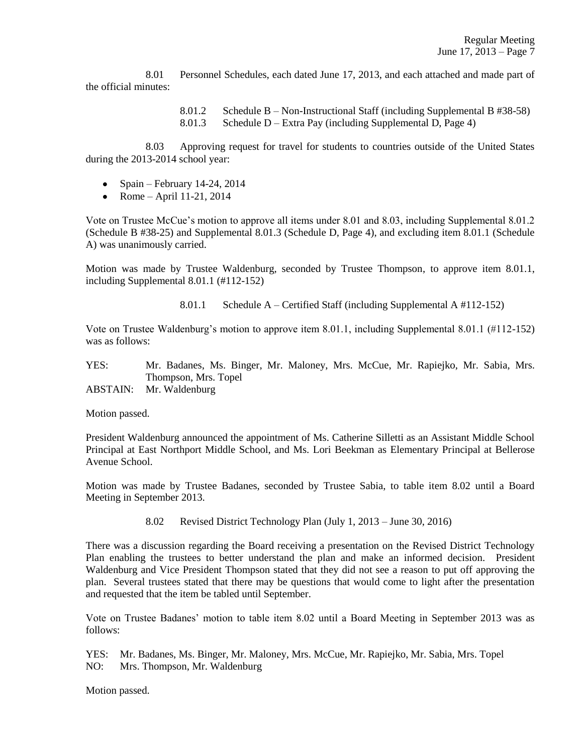8.01 Personnel Schedules, each dated June 17, 2013, and each attached and made part of the official minutes:

8.01.2 Schedule B – Non-Instructional Staff (including Supplemental B #38-58)
8.01.3 Schedule D – Extra Pay (including Supplemental D, Page 4)

8.03 Approving request for travel for students to countries outside of the United States during the 2013-2014 school year:

- Spain – February 14-24, 2014
- Rome – April 11-21, 2014

Vote on Trustee McCue's motion to approve all items under 8.01 and 8.03, including Supplemental 8.01.2 (Schedule B #38-25) and Supplemental 8.01.3 (Schedule D, Page 4), and excluding item 8.01.1 (Schedule A) was unanimously carried.

Motion was made by Trustee Waldenburg, seconded by Trustee Thompson, to approve item 8.01.1, including Supplemental 8.01.1 (#112-152)

8.01.1 Schedule A – Certified Staff (including Supplemental A #112-152)

Vote on Trustee Waldenburg's motion to approve item 8.01.1, including Supplemental 8.01.1 (#112-152) was as follows:

YES: Mr. Badanes, Ms. Binger, Mr. Maloney, Mrs. McCue, Mr. Rapiejko, Mr. Sabia, Mrs. Thompson, Mrs. Topel
ABSTAIN: Mr. Waldenburg

Motion passed.

President Waldenburg announced the appointment of Ms. Catherine Silletti as an Assistant Middle School Principal at East Northport Middle School, and Ms. Lori Beekman as Elementary Principal at Bellerose Avenue School.

Motion was made by Trustee Badanes, seconded by Trustee Sabia, to table item 8.02 until a Board Meeting in September 2013.

8.02 Revised District Technology Plan (July 1, 2013 – June 30, 2016)

There was a discussion regarding the Board receiving a presentation on the Revised District Technology Plan enabling the trustees to better understand the plan and make an informed decision. President Waldenburg and Vice President Thompson stated that they did not see a reason to put off approving the plan. Several trustees stated that there may be questions that would come to light after the presentation and requested that the item be tabled until September.

Vote on Trustee Badanes' motion to table item 8.02 until a Board Meeting in September 2013 was as follows:

YES: Mr. Badanes, Ms. Binger, Mr. Maloney, Mrs. McCue, Mr. Rapiejko, Mr. Sabia, Mrs. Topel
NO: Mrs. Thompson, Mr. Waldenburg

Motion passed.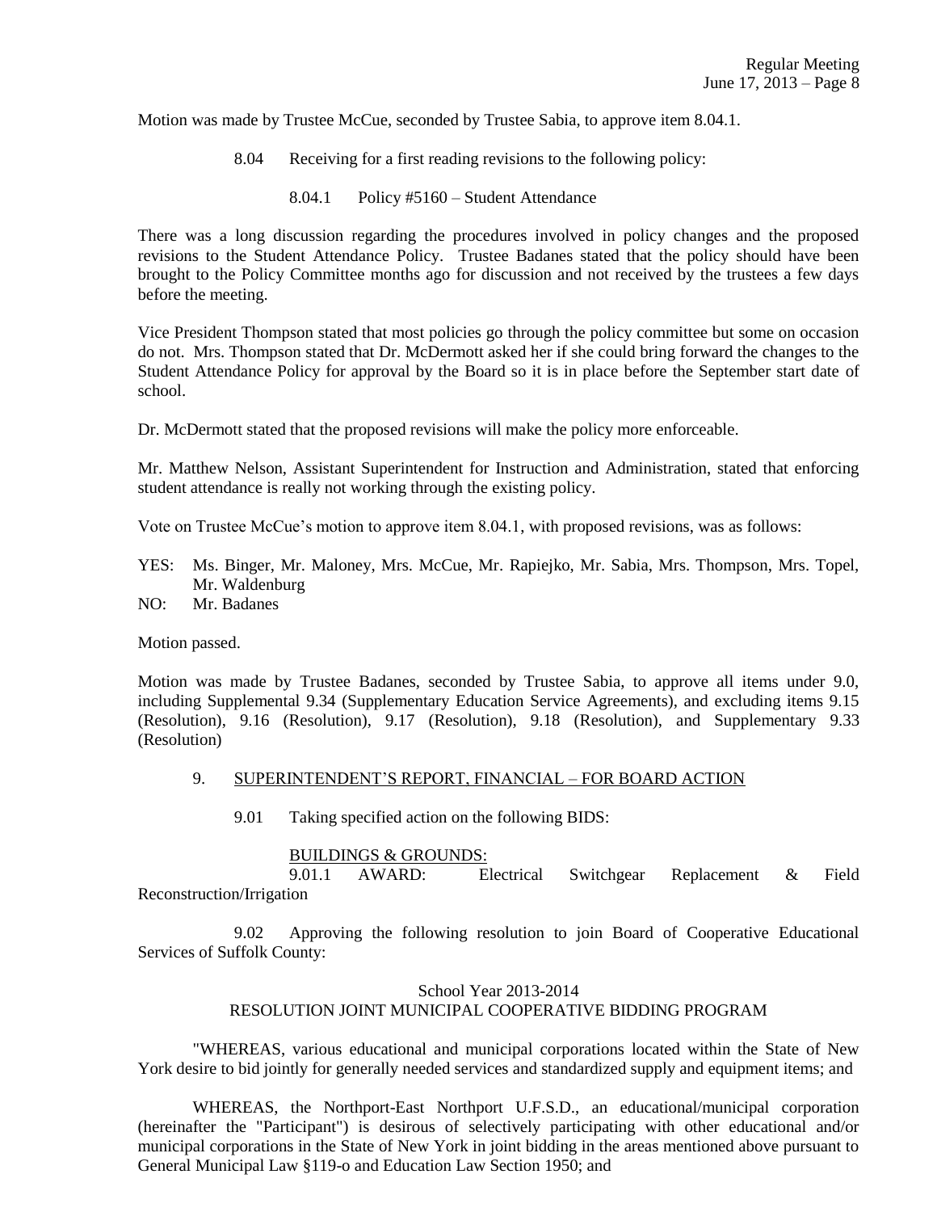Motion was made by Trustee McCue, seconded by Trustee Sabia, to approve item 8.04.1.

8.04 Receiving for a first reading revisions to the following policy:

8.04.1 Policy #5160 – Student Attendance

There was a long discussion regarding the procedures involved in policy changes and the proposed revisions to the Student Attendance Policy. Trustee Badanes stated that the policy should have been brought to the Policy Committee months ago for discussion and not received by the trustees a few days before the meeting.

Vice President Thompson stated that most policies go through the policy committee but some on occasion do not. Mrs. Thompson stated that Dr. McDermott asked her if she could bring forward the changes to the Student Attendance Policy for approval by the Board so it is in place before the September start date of school.

Dr. McDermott stated that the proposed revisions will make the policy more enforceable.

Mr. Matthew Nelson, Assistant Superintendent for Instruction and Administration, stated that enforcing student attendance is really not working through the existing policy.

Vote on Trustee McCue's motion to approve item 8.04.1, with proposed revisions, was as follows:

YES: Ms. Binger, Mr. Maloney, Mrs. McCue, Mr. Rapiejko, Mr. Sabia, Mrs. Thompson, Mrs. Topel, Mr. Waldenburg
NO: Mr. Badanes

Motion passed.

Motion was made by Trustee Badanes, seconded by Trustee Sabia, to approve all items under 9.0, including Supplemental 9.34 (Supplementary Education Service Agreements), and excluding items 9.15 (Resolution), 9.16 (Resolution), 9.17 (Resolution), 9.18 (Resolution), and Supplementary 9.33 (Resolution)

9. <u>SUPERINTENDENT'S REPORT, FINANCIAL – FOR BOARD ACTION</u>

9.01 Taking specified action on the following BIDS:

<u>BUILDINGS & GROUNDS:</u>

9.01.1 AWARD: Electrical Switchgear Replacement & Field Reconstruction/Irrigation

9.02 Approving the following resolution to join Board of Cooperative Educational Services of Suffolk County:

School Year 2013-2014
RESOLUTION JOINT MUNICIPAL COOPERATIVE BIDDING PROGRAM

"WHEREAS, various educational and municipal corporations located within the State of New York desire to bid jointly for generally needed services and standardized supply and equipment items; and

WHEREAS, the Northport-East Northport U.F.S.D., an educational/municipal corporation (hereinafter the "Participant") is desirous of selectively participating with other educational and/or municipal corporations in the State of New York in joint bidding in the areas mentioned above pursuant to General Municipal Law §119-o and Education Law Section 1950; and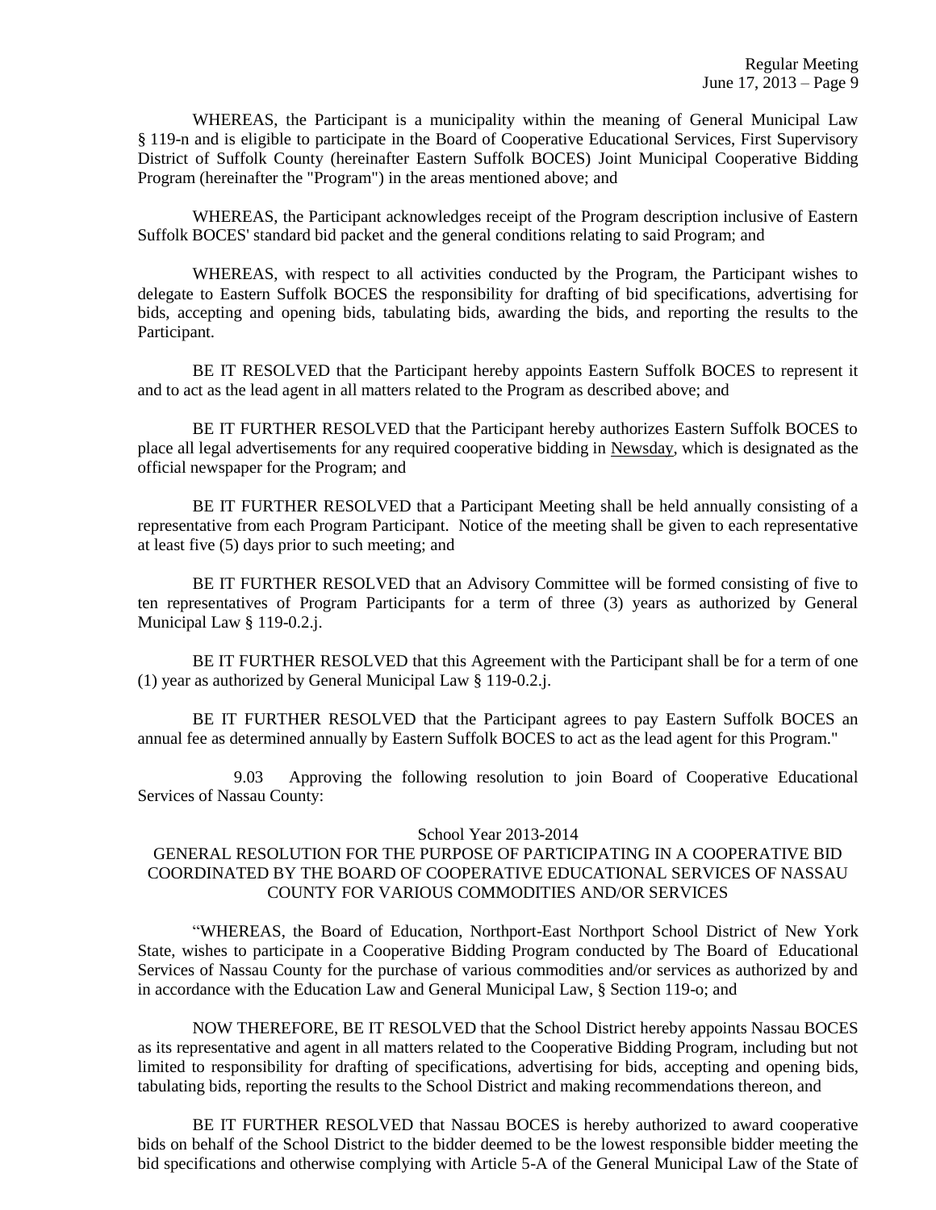WHEREAS, the Participant is a municipality within the meaning of General Municipal Law § 119-n and is eligible to participate in the Board of Cooperative Educational Services, First Supervisory District of Suffolk County (hereinafter Eastern Suffolk BOCES) Joint Municipal Cooperative Bidding Program (hereinafter the "Program") in the areas mentioned above; and

WHEREAS, the Participant acknowledges receipt of the Program description inclusive of Eastern Suffolk BOCES' standard bid packet and the general conditions relating to said Program; and

WHEREAS, with respect to all activities conducted by the Program, the Participant wishes to delegate to Eastern Suffolk BOCES the responsibility for drafting of bid specifications, advertising for bids, accepting and opening bids, tabulating bids, awarding the bids, and reporting the results to the Participant.

BE IT RESOLVED that the Participant hereby appoints Eastern Suffolk BOCES to represent it and to act as the lead agent in all matters related to the Program as described above; and

BE IT FURTHER RESOLVED that the Participant hereby authorizes Eastern Suffolk BOCES to place all legal advertisements for any required cooperative bidding in Newsday, which is designated as the official newspaper for the Program; and

BE IT FURTHER RESOLVED that a Participant Meeting shall be held annually consisting of a representative from each Program Participant. Notice of the meeting shall be given to each representative at least five (5) days prior to such meeting; and

BE IT FURTHER RESOLVED that an Advisory Committee will be formed consisting of five to ten representatives of Program Participants for a term of three (3) years as authorized by General Municipal Law § 119-0.2.j.

BE IT FURTHER RESOLVED that this Agreement with the Participant shall be for a term of one (1) year as authorized by General Municipal Law § 119-0.2.j.

BE IT FURTHER RESOLVED that the Participant agrees to pay Eastern Suffolk BOCES an annual fee as determined annually by Eastern Suffolk BOCES to act as the lead agent for this Program."

9.03 Approving the following resolution to join Board of Cooperative Educational Services of Nassau County:

School Year 2013-2014

GENERAL RESOLUTION FOR THE PURPOSE OF PARTICIPATING IN A COOPERATIVE BID COORDINATED BY THE BOARD OF COOPERATIVE EDUCATIONAL SERVICES OF NASSAU COUNTY FOR VARIOUS COMMODITIES AND/OR SERVICES

"WHEREAS, the Board of Education, Northport-East Northport School District of New York State, wishes to participate in a Cooperative Bidding Program conducted by The Board of Educational Services of Nassau County for the purchase of various commodities and/or services as authorized by and in accordance with the Education Law and General Municipal Law, § Section 119-o; and

NOW THEREFORE, BE IT RESOLVED that the School District hereby appoints Nassau BOCES as its representative and agent in all matters related to the Cooperative Bidding Program, including but not limited to responsibility for drafting of specifications, advertising for bids, accepting and opening bids, tabulating bids, reporting the results to the School District and making recommendations thereon, and

BE IT FURTHER RESOLVED that Nassau BOCES is hereby authorized to award cooperative bids on behalf of the School District to the bidder deemed to be the lowest responsible bidder meeting the bid specifications and otherwise complying with Article 5-A of the General Municipal Law of the State of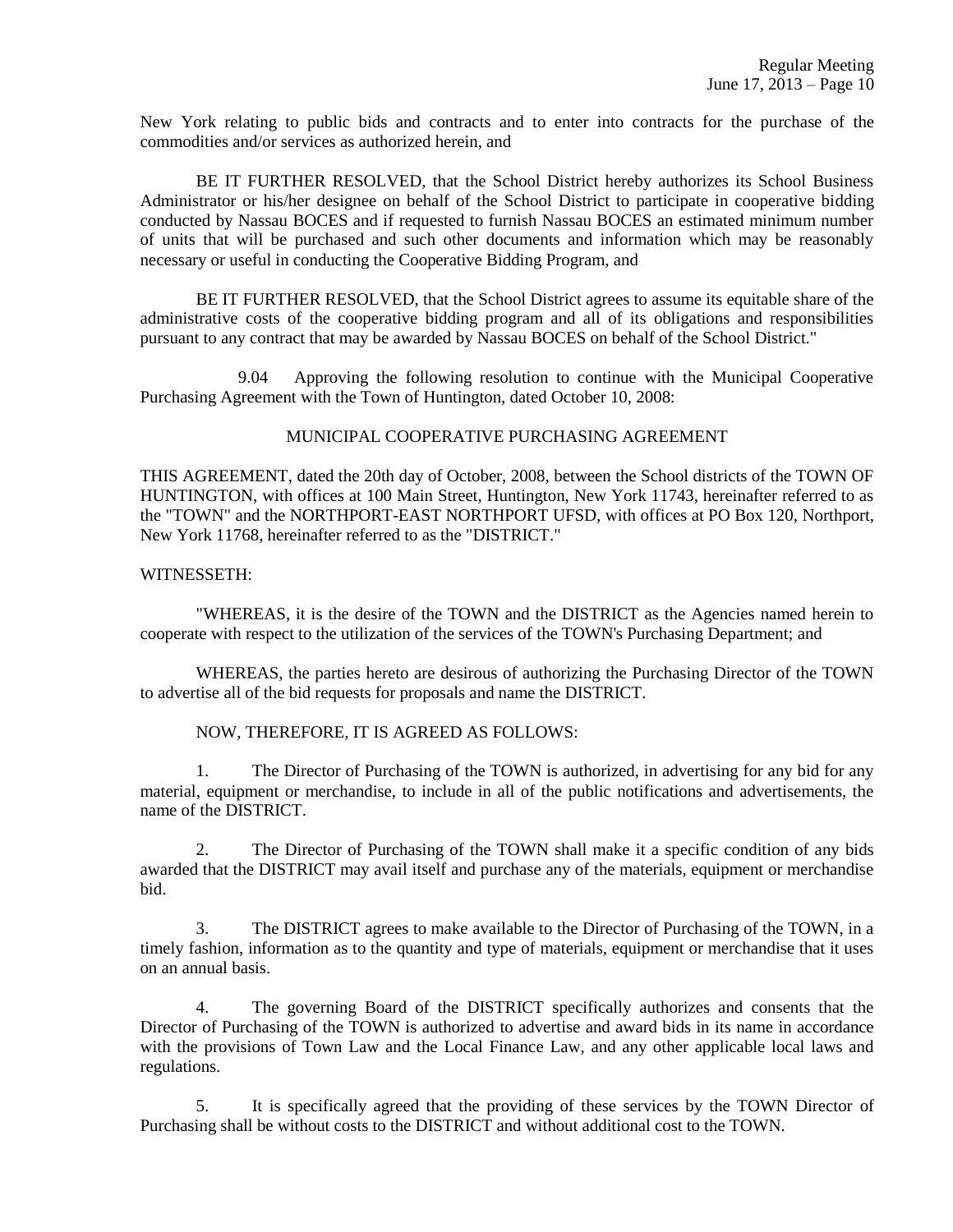New York relating to public bids and contracts and to enter into contracts for the purchase of the commodities and/or services as authorized herein, and

BE IT FURTHER RESOLVED, that the School District hereby authorizes its School Business Administrator or his/her designee on behalf of the School District to participate in cooperative bidding conducted by Nassau BOCES and if requested to furnish Nassau BOCES an estimated minimum number of units that will be purchased and such other documents and information which may be reasonably necessary or useful in conducting the Cooperative Bidding Program, and

BE IT FURTHER RESOLVED, that the School District agrees to assume its equitable share of the administrative costs of the cooperative bidding program and all of its obligations and responsibilities pursuant to any contract that may be awarded by Nassau BOCES on behalf of the School District."

9.04 Approving the following resolution to continue with the Municipal Cooperative Purchasing Agreement with the Town of Huntington, dated October 10, 2008:

MUNICIPAL COOPERATIVE PURCHASING AGREEMENT

THIS AGREEMENT, dated the 20th day of October, 2008, between the School districts of the TOWN OF HUNTINGTON, with offices at 100 Main Street, Huntington, New York 11743, hereinafter referred to as the "TOWN" and the NORTHPORT-EAST NORTHPORT UFSD, with offices at PO Box 120, Northport, New York 11768, hereinafter referred to as the "DISTRICT."

WITNESSETH:

"WHEREAS, it is the desire of the TOWN and the DISTRICT as the Agencies named herein to cooperate with respect to the utilization of the services of the TOWN's Purchasing Department; and

WHEREAS, the parties hereto are desirous of authorizing the Purchasing Director of the TOWN to advertise all of the bid requests for proposals and name the DISTRICT.

NOW, THEREFORE, IT IS AGREED AS FOLLOWS:

1. The Director of Purchasing of the TOWN is authorized, in advertising for any bid for any material, equipment or merchandise, to include in all of the public notifications and advertisements, the name of the DISTRICT.

2. The Director of Purchasing of the TOWN shall make it a specific condition of any bids awarded that the DISTRICT may avail itself and purchase any of the materials, equipment or merchandise bid.

3. The DISTRICT agrees to make available to the Director of Purchasing of the TOWN, in a timely fashion, information as to the quantity and type of materials, equipment or merchandise that it uses on an annual basis.

4. The governing Board of the DISTRICT specifically authorizes and consents that the Director of Purchasing of the TOWN is authorized to advertise and award bids in its name in accordance with the provisions of Town Law and the Local Finance Law, and any other applicable local laws and regulations.

5. It is specifically agreed that the providing of these services by the TOWN Director of Purchasing shall be without costs to the DISTRICT and without additional cost to the TOWN.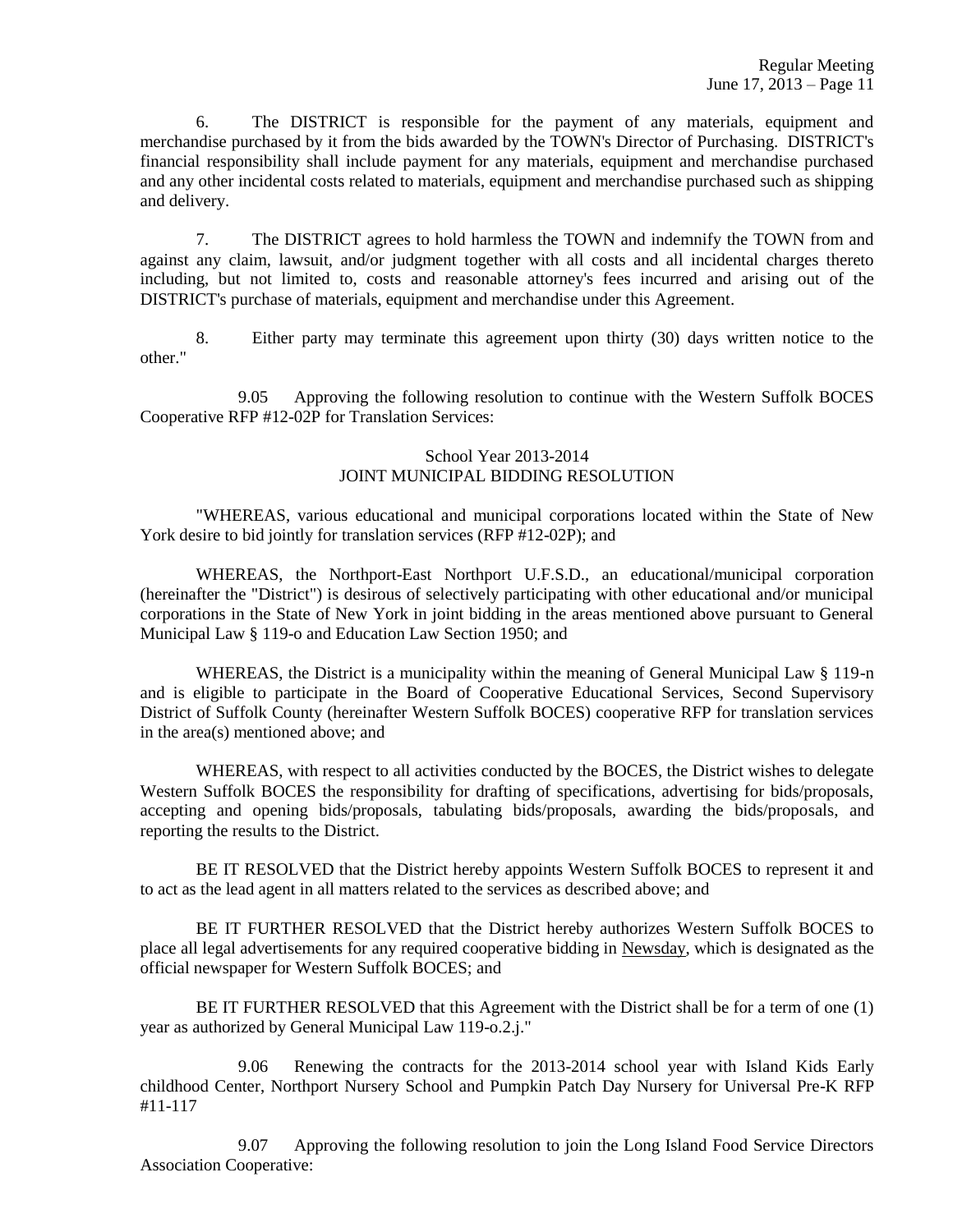6. The DISTRICT is responsible for the payment of any materials, equipment and merchandise purchased by it from the bids awarded by the TOWN's Director of Purchasing. DISTRICT's financial responsibility shall include payment for any materials, equipment and merchandise purchased and any other incidental costs related to materials, equipment and merchandise purchased such as shipping and delivery.

7. The DISTRICT agrees to hold harmless the TOWN and indemnify the TOWN from and against any claim, lawsuit, and/or judgment together with all costs and all incidental charges thereto including, but not limited to, costs and reasonable attorney's fees incurred and arising out of the DISTRICT's purchase of materials, equipment and merchandise under this Agreement.

8. Either party may terminate this agreement upon thirty (30) days written notice to the other."

9.05 Approving the following resolution to continue with the Western Suffolk BOCES Cooperative RFP #12-02P for Translation Services:

School Year 2013-2014
JOINT MUNICIPAL BIDDING RESOLUTION

"WHEREAS, various educational and municipal corporations located within the State of New York desire to bid jointly for translation services (RFP #12-02P); and

WHEREAS, the Northport-East Northport U.F.S.D., an educational/municipal corporation (hereinafter the "District") is desirous of selectively participating with other educational and/or municipal corporations in the State of New York in joint bidding in the areas mentioned above pursuant to General Municipal Law § 119-o and Education Law Section 1950; and

WHEREAS, the District is a municipality within the meaning of General Municipal Law § 119-n and is eligible to participate in the Board of Cooperative Educational Services, Second Supervisory District of Suffolk County (hereinafter Western Suffolk BOCES) cooperative RFP for translation services in the area(s) mentioned above; and

WHEREAS, with respect to all activities conducted by the BOCES, the District wishes to delegate Western Suffolk BOCES the responsibility for drafting of specifications, advertising for bids/proposals, accepting and opening bids/proposals, tabulating bids/proposals, awarding the bids/proposals, and reporting the results to the District.

BE IT RESOLVED that the District hereby appoints Western Suffolk BOCES to represent it and to act as the lead agent in all matters related to the services as described above; and

BE IT FURTHER RESOLVED that the District hereby authorizes Western Suffolk BOCES to place all legal advertisements for any required cooperative bidding in Newsday, which is designated as the official newspaper for Western Suffolk BOCES; and

BE IT FURTHER RESOLVED that this Agreement with the District shall be for a term of one (1) year as authorized by General Municipal Law 119-o.2.j."

9.06 Renewing the contracts for the 2013-2014 school year with Island Kids Early childhood Center, Northport Nursery School and Pumpkin Patch Day Nursery for Universal Pre-K RFP #11-117

9.07 Approving the following resolution to join the Long Island Food Service Directors Association Cooperative: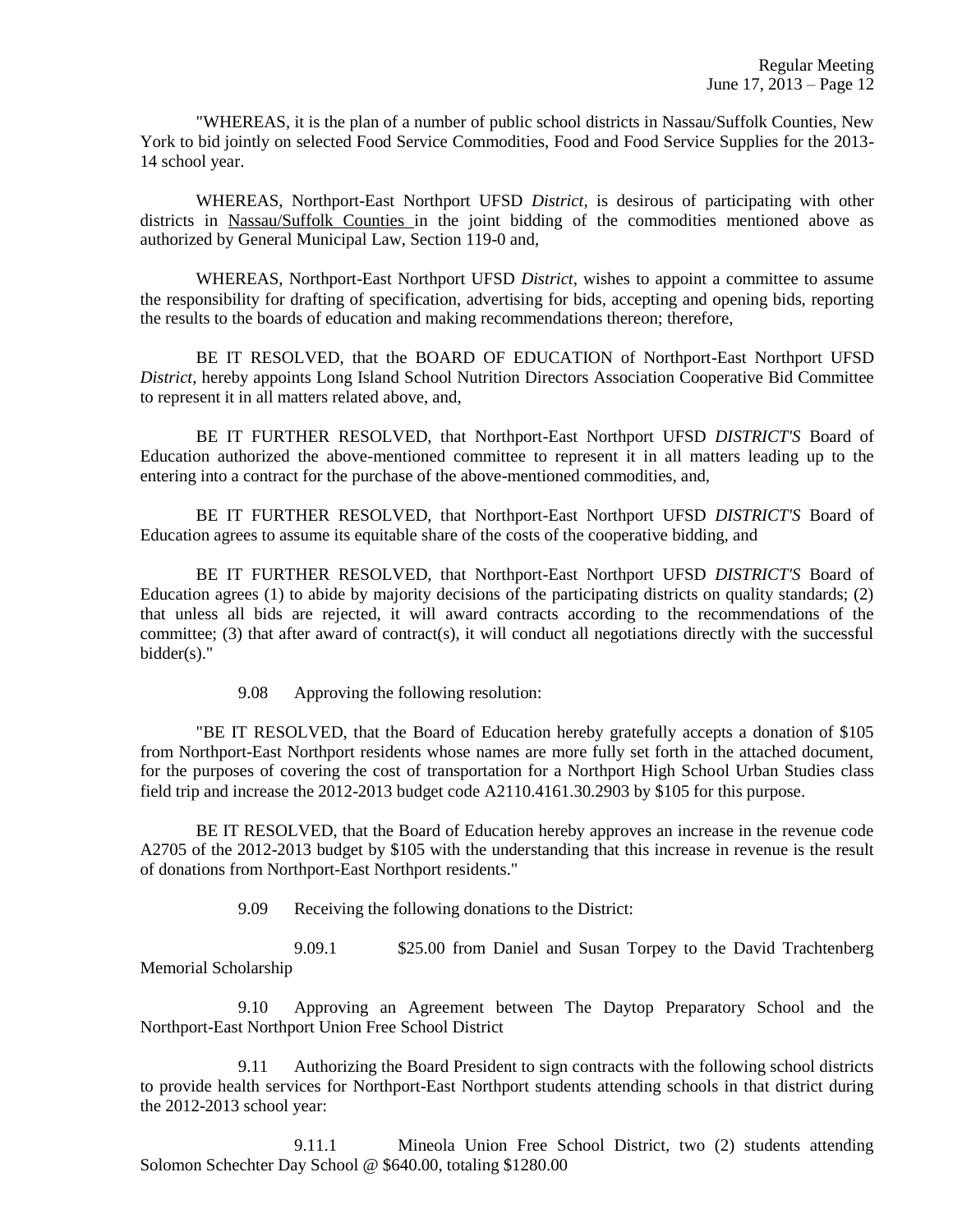"WHEREAS, it is the plan of a number of public school districts in Nassau/Suffolk Counties, New York to bid jointly on selected Food Service Commodities, Food and Food Service Supplies for the 2013-14 school year.

WHEREAS, Northport-East Northport UFSD *District*, is desirous of participating with other districts in Nassau/Suffolk Counties in the joint bidding of the commodities mentioned above as authorized by General Municipal Law, Section 119-0 and,

WHEREAS, Northport-East Northport UFSD *District*, wishes to appoint a committee to assume the responsibility for drafting of specification, advertising for bids, accepting and opening bids, reporting the results to the boards of education and making recommendations thereon; therefore,

BE IT RESOLVED, that the BOARD OF EDUCATION of Northport-East Northport UFSD *District*, hereby appoints Long Island School Nutrition Directors Association Cooperative Bid Committee to represent it in all matters related above, and,

BE IT FURTHER RESOLVED, that Northport-East Northport UFSD *DISTRICT'S* Board of Education authorized the above-mentioned committee to represent it in all matters leading up to the entering into a contract for the purchase of the above-mentioned commodities, and,

BE IT FURTHER RESOLVED, that Northport-East Northport UFSD *DISTRICT'S* Board of Education agrees to assume its equitable share of the costs of the cooperative bidding, and

BE IT FURTHER RESOLVED, that Northport-East Northport UFSD *DISTRICT'S* Board of Education agrees (1) to abide by majority decisions of the participating districts on quality standards; (2) that unless all bids are rejected, it will award contracts according to the recommendations of the committee; (3) that after award of contract(s), it will conduct all negotiations directly with the successful bidder(s)."

9.08 Approving the following resolution:

"BE IT RESOLVED, that the Board of Education hereby gratefully accepts a donation of $105 from Northport-East Northport residents whose names are more fully set forth in the attached document, for the purposes of covering the cost of transportation for a Northport High School Urban Studies class field trip and increase the 2012-2013 budget code A2110.4161.30.2903 by $105 for this purpose.

BE IT RESOLVED, that the Board of Education hereby approves an increase in the revenue code A2705 of the 2012-2013 budget by $105 with the understanding that this increase in revenue is the result of donations from Northport-East Northport residents."

9.09 Receiving the following donations to the District:

9.09.1 $25.00 from Daniel and Susan Torpey to the David Trachtenberg Memorial Scholarship

9.10 Approving an Agreement between The Daytop Preparatory School and the Northport-East Northport Union Free School District

9.11 Authorizing the Board President to sign contracts with the following school districts to provide health services for Northport-East Northport students attending schools in that district during the 2012-2013 school year:

9.11.1 Mineola Union Free School District, two (2) students attending Solomon Schechter Day School @ $640.00, totaling $1280.00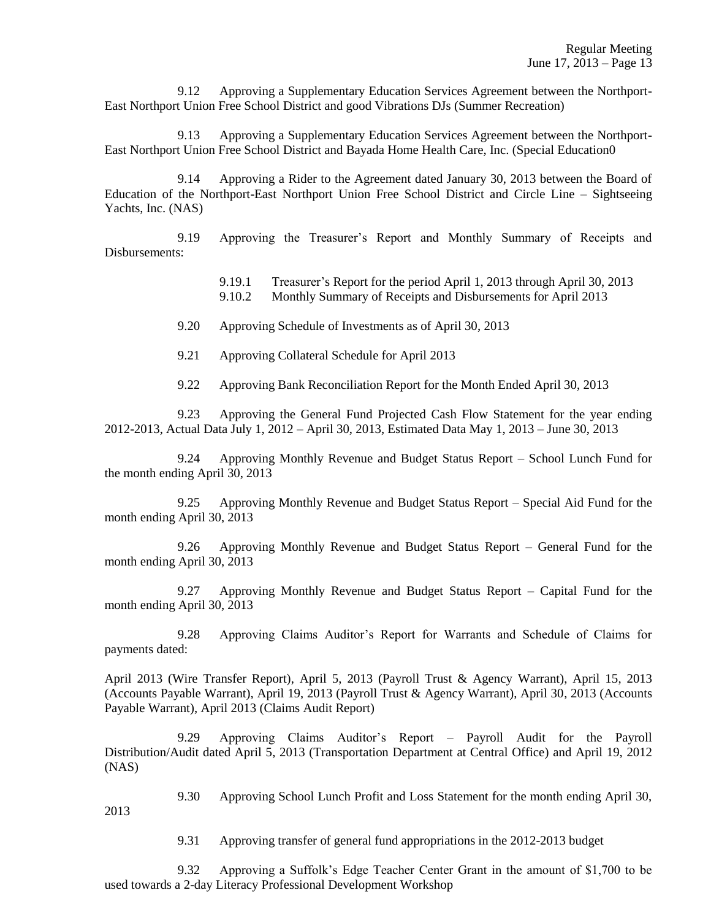9.12 Approving a Supplementary Education Services Agreement between the Northport-East Northport Union Free School District and good Vibrations DJs (Summer Recreation)

9.13 Approving a Supplementary Education Services Agreement between the Northport-East Northport Union Free School District and Bayada Home Health Care, Inc. (Special Education0

9.14 Approving a Rider to the Agreement dated January 30, 2013 between the Board of Education of the Northport-East Northport Union Free School District and Circle Line – Sightseeing Yachts, Inc. (NAS)

9.19 Approving the Treasurer's Report and Monthly Summary of Receipts and Disbursements:

9.19.1 Treasurer's Report for the period April 1, 2013 through April 30, 2013
9.10.2 Monthly Summary of Receipts and Disbursements for April 2013

9.20 Approving Schedule of Investments as of April 30, 2013

9.21 Approving Collateral Schedule for April 2013

9.22 Approving Bank Reconciliation Report for the Month Ended April 30, 2013

9.23 Approving the General Fund Projected Cash Flow Statement for the year ending 2012-2013, Actual Data July 1, 2012 – April 30, 2013, Estimated Data May 1, 2013 – June 30, 2013

9.24 Approving Monthly Revenue and Budget Status Report – School Lunch Fund for the month ending April 30, 2013

9.25 Approving Monthly Revenue and Budget Status Report – Special Aid Fund for the month ending April 30, 2013

9.26 Approving Monthly Revenue and Budget Status Report – General Fund for the month ending April 30, 2013

9.27 Approving Monthly Revenue and Budget Status Report – Capital Fund for the month ending April 30, 2013

9.28 Approving Claims Auditor's Report for Warrants and Schedule of Claims for payments dated:

April 2013 (Wire Transfer Report), April 5, 2013 (Payroll Trust & Agency Warrant), April 15, 2013 (Accounts Payable Warrant), April 19, 2013 (Payroll Trust & Agency Warrant), April 30, 2013 (Accounts Payable Warrant), April 2013 (Claims Audit Report)

9.29 Approving Claims Auditor's Report – Payroll Audit for the Payroll Distribution/Audit dated April 5, 2013 (Transportation Department at Central Office) and April 19, 2012 (NAS)

9.30 Approving School Lunch Profit and Loss Statement for the month ending April 30, 2013

9.31 Approving transfer of general fund appropriations in the 2012-2013 budget

9.32 Approving a Suffolk's Edge Teacher Center Grant in the amount of $1,700 to be used towards a 2-day Literacy Professional Development Workshop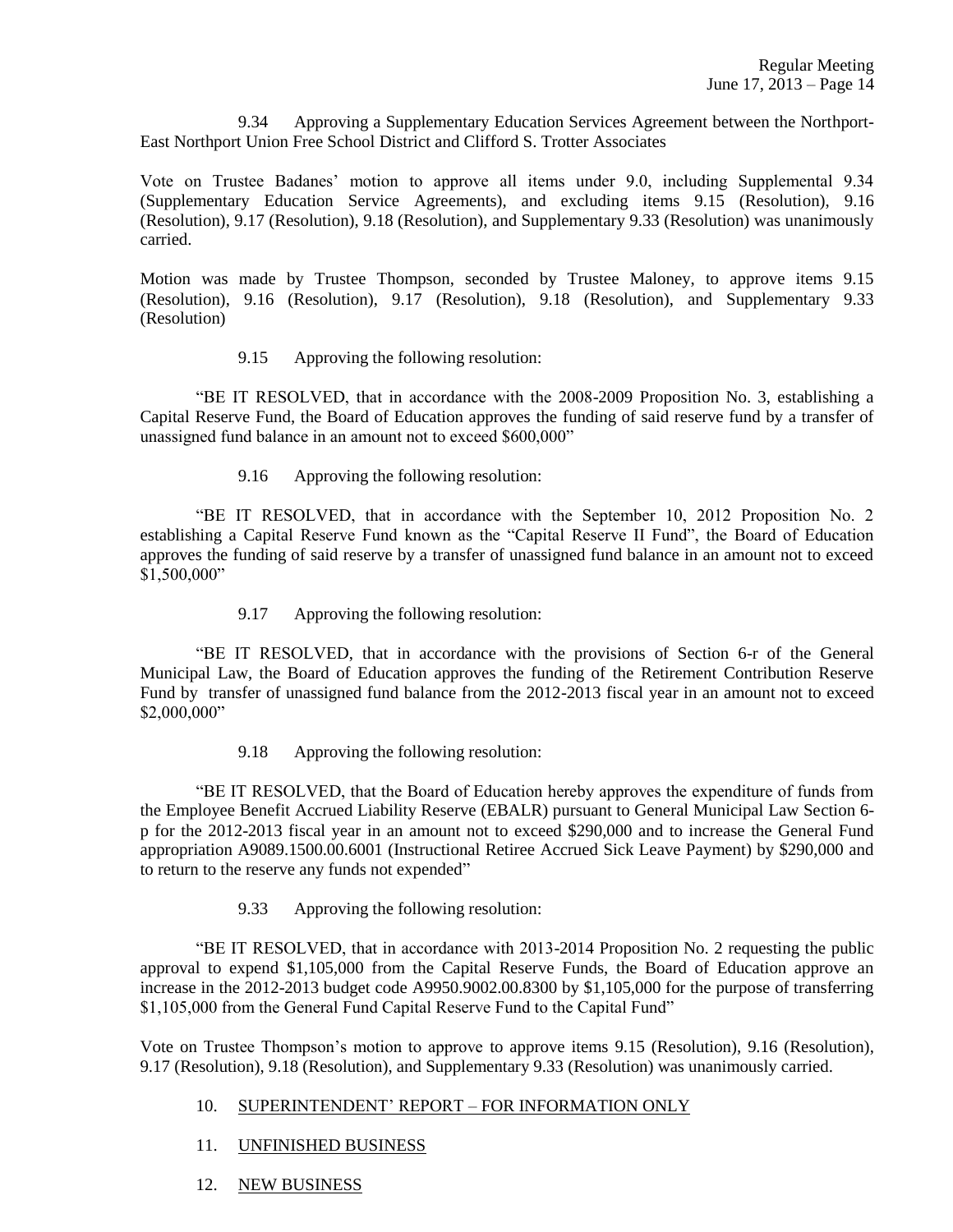9.34 Approving a Supplementary Education Services Agreement between the Northport-East Northport Union Free School District and Clifford S. Trotter Associates

Vote on Trustee Badanes' motion to approve all items under 9.0, including Supplemental 9.34 (Supplementary Education Service Agreements), and excluding items 9.15 (Resolution), 9.16 (Resolution), 9.17 (Resolution), 9.18 (Resolution), and Supplementary 9.33 (Resolution) was unanimously carried.

Motion was made by Trustee Thompson, seconded by Trustee Maloney, to approve items 9.15 (Resolution), 9.16 (Resolution), 9.17 (Resolution), 9.18 (Resolution), and Supplementary 9.33 (Resolution)

9.15 Approving the following resolution:

"BE IT RESOLVED, that in accordance with the 2008-2009 Proposition No. 3, establishing a Capital Reserve Fund, the Board of Education approves the funding of said reserve fund by a transfer of unassigned fund balance in an amount not to exceed $600,000"

9.16 Approving the following resolution:

"BE IT RESOLVED, that in accordance with the September 10, 2012 Proposition No. 2 establishing a Capital Reserve Fund known as the "Capital Reserve II Fund", the Board of Education approves the funding of said reserve by a transfer of unassigned fund balance in an amount not to exceed $1,500,000"

9.17 Approving the following resolution:

"BE IT RESOLVED, that in accordance with the provisions of Section 6-r of the General Municipal Law, the Board of Education approves the funding of the Retirement Contribution Reserve Fund by transfer of unassigned fund balance from the 2012-2013 fiscal year in an amount not to exceed $2,000,000"

9.18 Approving the following resolution:

"BE IT RESOLVED, that the Board of Education hereby approves the expenditure of funds from the Employee Benefit Accrued Liability Reserve (EBALR) pursuant to General Municipal Law Section 6-p for the 2012-2013 fiscal year in an amount not to exceed $290,000 and to increase the General Fund appropriation A9089.1500.00.6001 (Instructional Retiree Accrued Sick Leave Payment) by $290,000 and to return to the reserve any funds not expended"

9.33 Approving the following resolution:

"BE IT RESOLVED, that in accordance with 2013-2014 Proposition No. 2 requesting the public approval to expend $1,105,000 from the Capital Reserve Funds, the Board of Education approve an increase in the 2012-2013 budget code A9950.9002.00.8300 by $1,105,000 for the purpose of transferring $1,105,000 from the General Fund Capital Reserve Fund to the Capital Fund"

Vote on Trustee Thompson's motion to approve to approve items 9.15 (Resolution), 9.16 (Resolution), 9.17 (Resolution), 9.18 (Resolution), and Supplementary 9.33 (Resolution) was unanimously carried.

10. SUPERINTENDENT' REPORT – FOR INFORMATION ONLY

11. UNFINISHED BUSINESS

12. NEW BUSINESS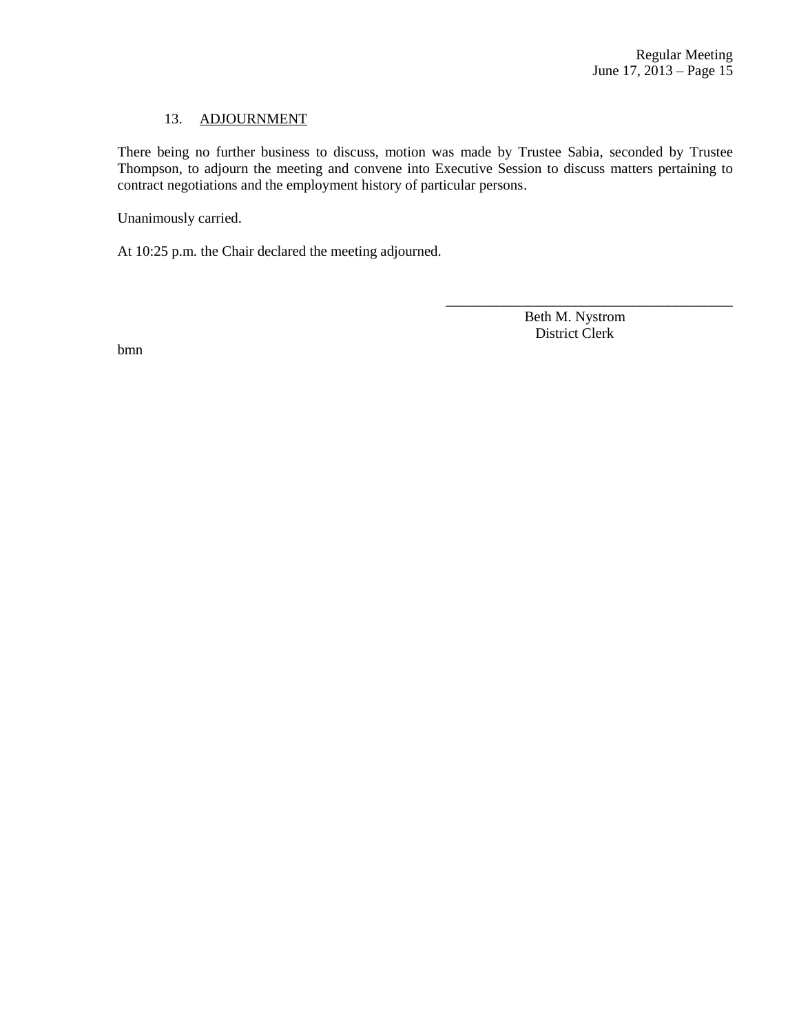## 13. ADJOURNMENT

There being no further business to discuss, motion was made by Trustee Sabia, seconded by Trustee Thompson, to adjourn the meeting and convene into Executive Session to discuss matters pertaining to contract negotiations and the employment history of particular persons.

Unanimously carried.

At 10:25 p.m. the Chair declared the meeting adjourned.

\_\_\_\_\_\_\_\_\_\_\_\_\_\_\_\_\_\_\_\_\_\_\_\_\_\_\_\_\_\_\_\_\_\_\_\_\_\_\_\_

Beth M. Nystrom
District Clerk

bmn